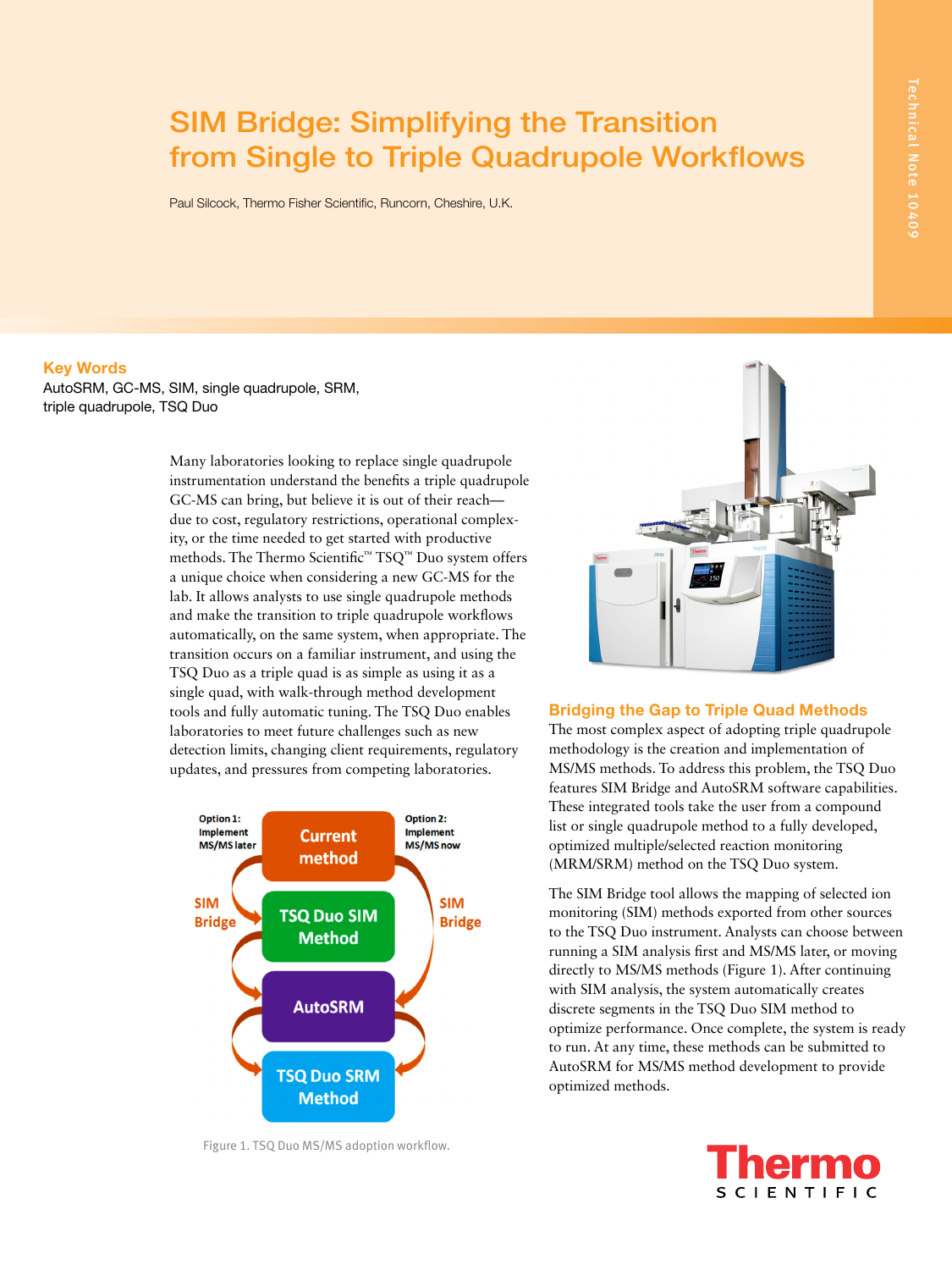# SIM Bridge: Simplifying the Transition from Single to Triple Quadrupole Workflows

Paul Silcock, Thermo Fisher Scientific, Runcorn, Cheshire, U.K.

Technical Note 10409

## Key Words

AutoSRM, GC-MS, SIM, single quadrupole, SRM, triple quadrupole, TSQ Duo

Many laboratories looking to replace single quadrupole instrumentation understand the benefits a triple quadrupole GC-MS can bring, but believe it is out of their reach—due to cost, regulatory restrictions, operational complexity, or the time needed to get started with productive methods. The Thermo Scientific™ TSQ™ Duo system offers a unique choice when considering a new GC-MS for the lab. It allows analysts to use single quadrupole methods and make the transition to triple quadrupole workflows automatically, on the same system, when appropriate. The transition occurs on a familiar instrument, and using the TSQ Duo as a triple quad is as simple as using it as a single quad, with walk-through method development tools and fully automatic tuning. The TSQ Duo enables laboratories to meet future challenges such as new detection limits, changing client requirements, regulatory updates, and pressures from competing laboratories.

Option 1: Implement MS/MS later — Current method — Option 2: Implement MS/MS now

SIM Bridge — TSQ Duo SIM Method — SIM Bridge

AutoSRM

TSQ Duo SRM Method

Figure 1. TSQ Duo MS/MS adoption workflow.

## Bridging the Gap to Triple Quad Methods

The most complex aspect of adopting triple quadrupole methodology is the creation and implementation of MS/MS methods. To address this problem, the TSQ Duo features SIM Bridge and AutoSRM software capabilities. These integrated tools take the user from a compound list or single quadrupole method to a fully developed, optimized multiple/selected reaction monitoring (MRM/SRM) method on the TSQ Duo system.

The SIM Bridge tool allows the mapping of selected ion monitoring (SIM) methods exported from other sources to the TSQ Duo instrument. Analysts can choose between running a SIM analysis first and MS/MS later, or moving directly to MS/MS methods (Figure 1). After continuing with SIM analysis, the system automatically creates discrete segments in the TSQ Duo SIM method to optimize performance. Once complete, the system is ready to run. At any time, these methods can be submitted to AutoSRM for MS/MS method development to provide optimized methods.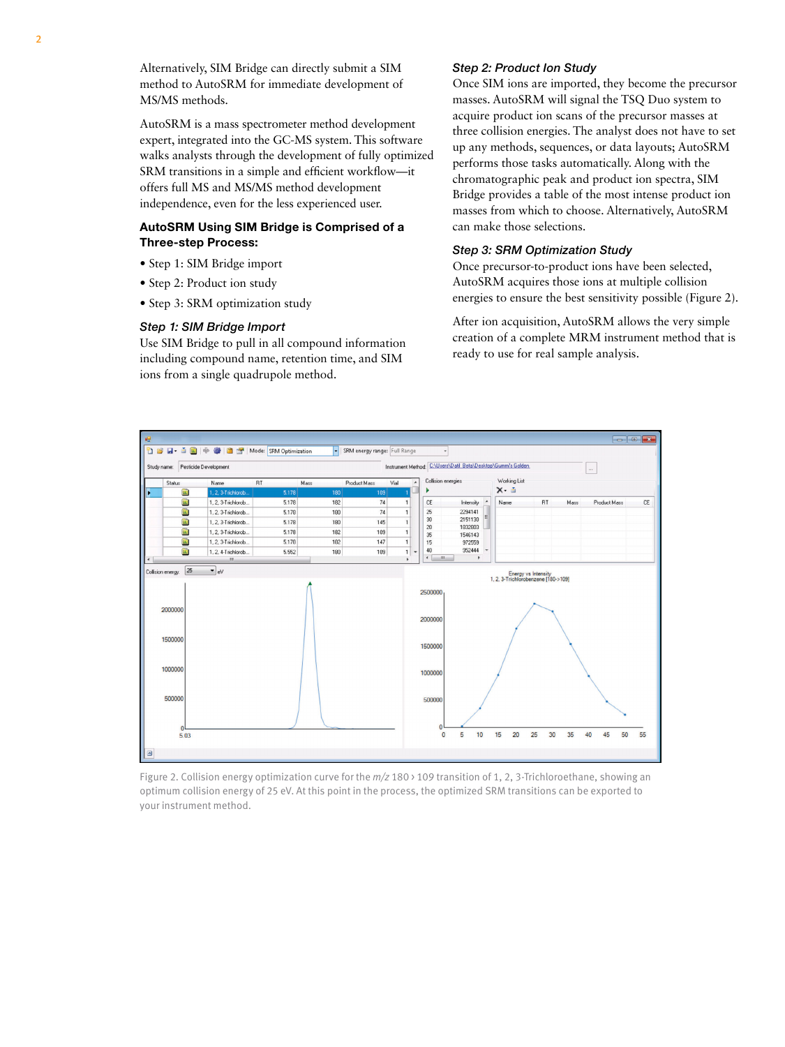Alternatively, SIM Bridge can directly submit a SIM method to AutoSRM for immediate development of MS/MS methods.

AutoSRM is a mass spectrometer method development expert, integrated into the GC-MS system. This software walks analysts through the development of fully optimized SRM transitions in a simple and efficient workflow—it offers full MS and MS/MS method development independence, even for the less experienced user.

### AutoSRM Using SIM Bridge is Comprised of a Three-step Process:

- Step 1: SIM Bridge import
- Step 2: Product ion study
- Step 3: SRM optimization study

#### *Step 1: SIM Bridge Import*

Use SIM Bridge to pull in all compound information including compound name, retention time, and SIM ions from a single quadrupole method.

#### *Step 2: Product Ion Study*

Once SIM ions are imported, they become the precursor masses. AutoSRM will signal the TSQ Duo system to acquire product ion scans of the precursor masses at three collision energies. The analyst does not have to set up any methods, sequences, or data layouts; AutoSRM performs those tasks automatically. Along with the chromatographic peak and product ion spectra, SIM Bridge provides a table of the most intense product ion masses from which to choose. Alternatively, AutoSRM can make those selections.

#### *Step 3: SRM Optimization Study*

Once precursor-to-product ions have been selected, AutoSRM acquires those ions at multiple collision energies to ensure the best sensitivity possible (Figure 2).

After ion acquisition, AutoSRM allows the very simple creation of a complete MRM instrument method that is ready to use for real sample analysis.

Figure 2. Collision energy optimization curve for the *m/z* 180 › 109 transition of 1, 2, 3-Trichloroethane, showing an optimum collision energy of 25 eV. At this point in the process, the optimized SRM transitions can be exported to your instrument method.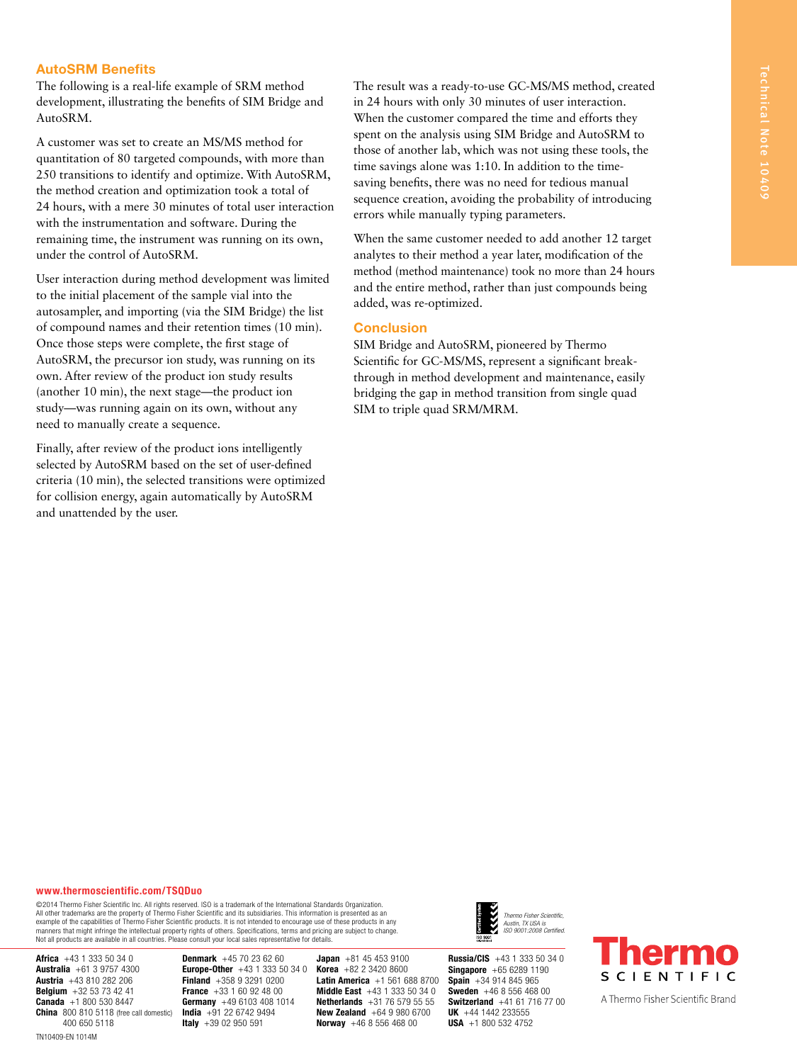## AutoSRM Benefits

The following is a real-life example of SRM method development, illustrating the benefits of SIM Bridge and AutoSRM.

A customer was set to create an MS/MS method for quantitation of 80 targeted compounds, with more than 250 transitions to identify and optimize. With AutoSRM, the method creation and optimization took a total of 24 hours, with a mere 30 minutes of total user interaction with the instrumentation and software. During the remaining time, the instrument was running on its own, under the control of AutoSRM.

User interaction during method development was limited to the initial placement of the sample vial into the autosampler, and importing (via the SIM Bridge) the list of compound names and their retention times (10 min). Once those steps were complete, the first stage of AutoSRM, the precursor ion study, was running on its own. After review of the product ion study results (another 10 min), the next stage—the product ion study—was running again on its own, without any need to manually create a sequence.

Finally, after review of the product ions intelligently selected by AutoSRM based on the set of user-defined criteria (10 min), the selected transitions were optimized for collision energy, again automatically by AutoSRM and unattended by the user.

The result was a ready-to-use GC-MS/MS method, created in 24 hours with only 30 minutes of user interaction. When the customer compared the time and efforts they spent on the analysis using SIM Bridge and AutoSRM to those of another lab, which was not using these tools, the time savings alone was 1:10. In addition to the time-saving benefits, there was no need for tedious manual sequence creation, avoiding the probability of introducing errors while manually typing parameters.

When the same customer needed to add another 12 target analytes to their method a year later, modification of the method (method maintenance) took no more than 24 hours and the entire method, rather than just compounds being added, was re-optimized.

## Conclusion

SIM Bridge and AutoSRM, pioneered by Thermo Scientific for GC-MS/MS, represent a significant break-through in method development and maintenance, easily bridging the gap in method transition from single quad SIM to triple quad SRM/MRM.

**www.thermoscientific.com/TSQDuo**

©2014 Thermo Fisher Scientific Inc. All rights reserved. ISO is a trademark of the International Standards Organization. All other trademarks are the property of Thermo Fisher Scientific and its subsidiaries. This information is presented as an example of the capabilities of Thermo Fisher Scientific products. It is not intended to encourage use of these products in any manners that might infringe the intellectual property rights of others. Specifications, terms and pricing are subject to change. Not all products are available in all countries. Please consult your local sales representative for details.

*Thermo Fisher Scientific, Austin, TX USA is ISO 9001:2008 Certified.*

**Africa** +43 1 333 50 34 0
**Australia** +61 3 9757 4300
**Austria** +43 810 282 206
**Belgium** +32 53 73 42 41
**Canada** +1 800 530 8447
**China** 800 810 5118 (free call domestic) 400 650 5118
**Denmark** +45 70 23 62 60
**Europe-Other** +43 1 333 50 34 0
**Finland** +358 9 3291 0200
**France** +33 1 60 92 48 00
**Germany** +49 6103 408 1014
**India** +91 22 6742 9494
**Italy** +39 02 950 591
**Japan** +81 45 453 9100
**Korea** +82 2 3420 8600
**Latin America** +1 561 688 8700
**Middle East** +43 1 333 50 34 0
**Netherlands** +31 76 579 55 55
**New Zealand** +64 9 980 6700
**Norway** +46 8 556 468 00
**Russia/CIS** +43 1 333 50 34 0
**Singapore** +65 6289 1190
**Spain** +34 914 845 965
**Sweden** +46 8 556 468 00
**Switzerland** +41 61 716 77 00
**UK** +44 1442 233555
**USA** +1 800 532 4752

Thermo SCIENTIFIC
A Thermo Fisher Scientific Brand

TN10409-EN 1014M